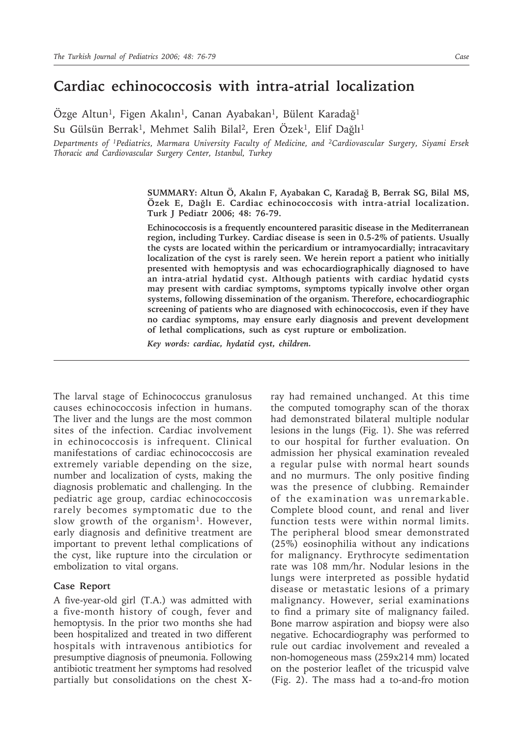# Cardiac echinococcosis with intra-atrial localization

Özge Altun[1], Figen Akalın[1], Canan Ayabakan[1], Bülent Karadağ[1]
Su Gülsün Berrak[1], Mehmet Salih Bilal[2], Eren Özek[1], Elif Dağlı[1]

*Departments of [1]Pediatrics, Marmara University Faculty of Medicine, and [2]Cardiovascular Surgery, Siyami Ersek Thoracic and Cardiovascular Surgery Center, Istanbul, Turkey*

**SUMMARY: Altun Ö, Akalın F, Ayabakan C, Karadağ B, Berrak SG, Bilal MS, Özek E, Dağlı E. Cardiac echinococcosis with intra-atrial localization. Turk J Pediatr 2006; 48: 76-79.**

**Echinococcosis is a frequently encountered parasitic disease in the Mediterranean region, including Turkey. Cardiac disease is seen in 0.5-2% of patients. Usually the cysts are located within the pericardium or intramyocardially; intracavitary localization of the cyst is rarely seen. We herein report a patient who initially presented with hemoptysis and was echocardiographically diagnosed to have an intra-atrial hydatid cyst. Although patients with cardiac hydatid cysts may present with cardiac symptoms, symptoms typically involve other organ systems, following dissemination of the organism. Therefore, echocardiographic screening of patients who are diagnosed with echinococcosis, even if they have no cardiac symptoms, may ensure early diagnosis and prevent development of lethal complications, such as cyst rupture or embolization.**

***Key words: cardiac, hydatid cyst, children.***

The larval stage of Echinococcus granulosus causes echinococcosis infection in humans. The liver and the lungs are the most common sites of the infection. Cardiac involvement in echinococcosis is infrequent. Clinical manifestations of cardiac echinococcosis are extremely variable depending on the size, number and localization of cysts, making the diagnosis problematic and challenging. In the pediatric age group, cardiac echinococcosis rarely becomes symptomatic due to the slow growth of the organism[1]. However, early diagnosis and definitive treatment are important to prevent lethal complications of the cyst, like rupture into the circulation or embolization to vital organs.

## Case Report

A five-year-old girl (T.A.) was admitted with a five-month history of cough, fever and hemoptysis. In the prior two months she had been hospitalized and treated in two different hospitals with intravenous antibiotics for presumptive diagnosis of pneumonia. Following antibiotic treatment her symptoms had resolved partially but consolidations on the chest X-ray had remained unchanged. At this time the computed tomography scan of the thorax had demonstrated bilateral multiple nodular lesions in the lungs (Fig. 1). She was referred to our hospital for further evaluation. On admission her physical examination revealed a regular pulse with normal heart sounds and no murmurs. The only positive finding was the presence of clubbing. Remainder of the examination was unremarkable. Complete blood count, and renal and liver function tests were within normal limits. The peripheral blood smear demonstrated (25%) eosinophilia without any indications for malignancy. Erythrocyte sedimentation rate was 108 mm/hr. Nodular lesions in the lungs were interpreted as possible hydatid disease or metastatic lesions of a primary malignancy. However, serial examinations to find a primary site of malignancy failed. Bone marrow aspiration and biopsy were also negative. Echocardiography was performed to rule out cardiac involvement and revealed a non-homogeneous mass (259x214 mm) located on the posterior leaflet of the tricuspid valve (Fig. 2). The mass had a to-and-fro motion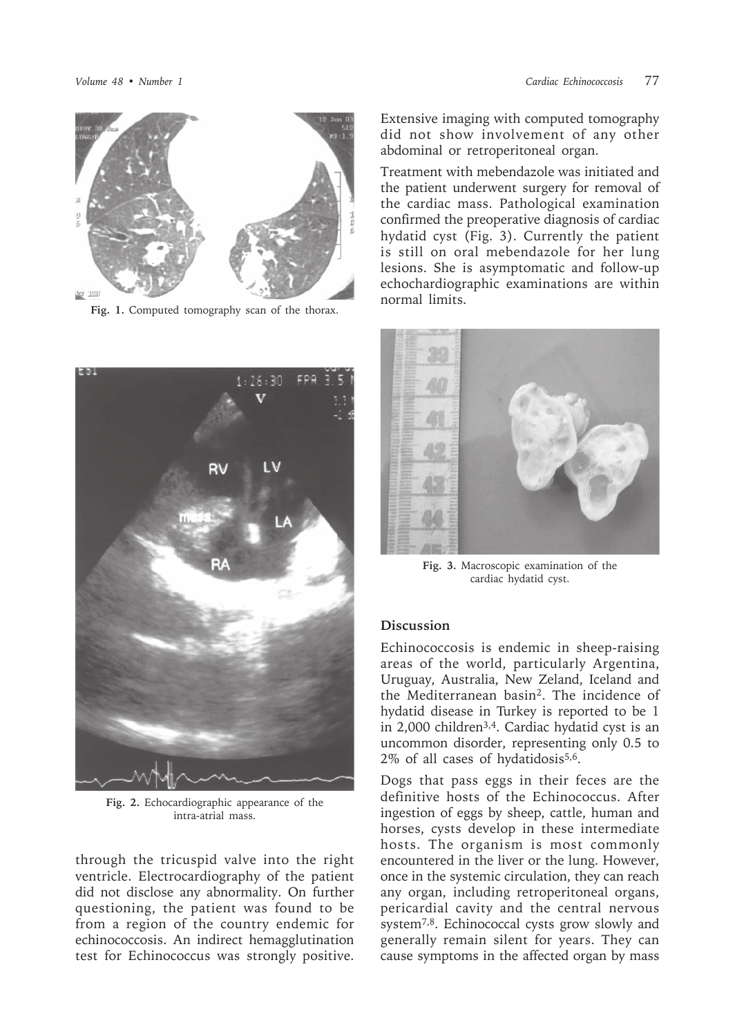Fig. 1. Computed tomography scan of the thorax.

Fig. 2. Echocardiographic appearance of the intra-atrial mass.

through the tricuspid valve into the right ventricle. Electrocardiography of the patient did not disclose any abnormality. On further questioning, the patient was found to be from a region of the country endemic for echinococcosis. An indirect hemagglutination test for Echinococcus was strongly positive. Extensive imaging with computed tomography did not show involvement of any other abdominal or retroperitoneal organ.

Treatment with mebendazole was initiated and the patient underwent surgery for removal of the cardiac mass. Pathological examination confirmed the preoperative diagnosis of cardiac hydatid cyst (Fig. 3). Currently the patient is still on oral mebendazole for her lung lesions. She is asymptomatic and follow-up echochardiographic examinations are within normal limits.

Fig. 3. Macroscopic examination of the cardiac hydatid cyst.

## Discussion

Echinococcosis is endemic in sheep-raising areas of the world, particularly Argentina, Uruguay, Australia, New Zeland, Iceland and the Mediterranean basin[2]. The incidence of hydatid disease in Turkey is reported to be 1 in 2,000 children[3,4]. Cardiac hydatid cyst is an uncommon disorder, representing only 0.5 to 2% of all cases of hydatidosis[5,6].

Dogs that pass eggs in their feces are the definitive hosts of the Echinococcus. After ingestion of eggs by sheep, cattle, human and horses, cysts develop in these intermediate hosts. The organism is most commonly encountered in the liver or the lung. However, once in the systemic circulation, they can reach any organ, including retroperitoneal organs, pericardial cavity and the central nervous system[7,8]. Echinococcal cysts grow slowly and generally remain silent for years. They can cause symptoms in the affected organ by mass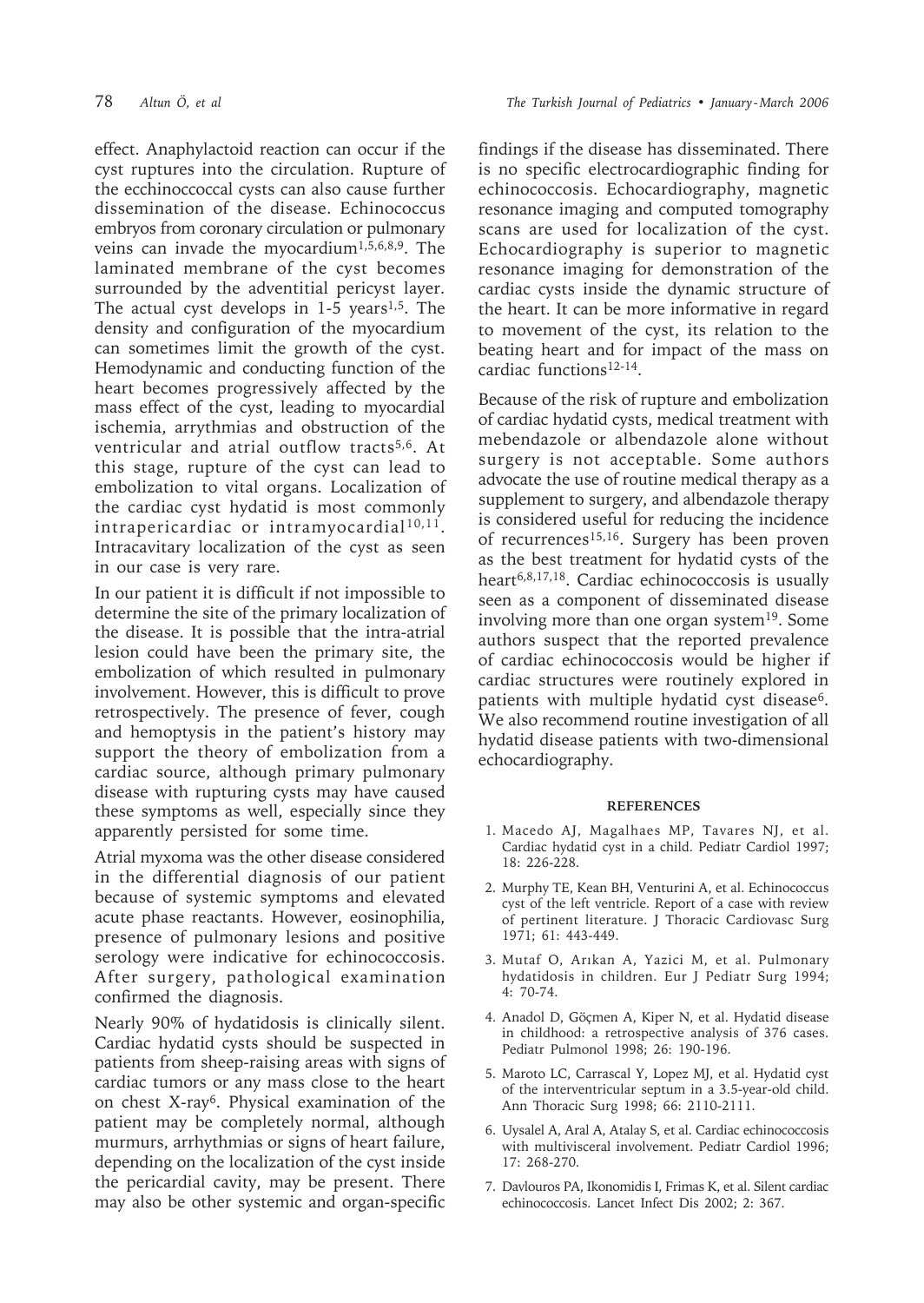effect. Anaphylactoid reaction can occur if the cyst ruptures into the circulation. Rupture of the ecchinoccoccal cysts can also cause further dissemination of the disease. Echinococcus embryos from coronary circulation or pulmonary veins can invade the myocardium[1,5,6,8,9]. The laminated membrane of the cyst becomes surrounded by the adventitial pericyst layer. The actual cyst develops in 1-5 years[1,5]. The density and configuration of the myocardium can sometimes limit the growth of the cyst. Hemodynamic and conducting function of the heart becomes progressively affected by the mass effect of the cyst, leading to myocardial ischemia, arrythmias and obstruction of the ventricular and atrial outflow tracts[5,6]. At this stage, rupture of the cyst can lead to embolization to vital organs. Localization of the cardiac cyst hydatid is most commonly intrapericardiac or intramyocardial[10,11]. Intracavitary localization of the cyst as seen in our case is very rare.

In our patient it is difficult if not impossible to determine the site of the primary localization of the disease. It is possible that the intra-atrial lesion could have been the primary site, the embolization of which resulted in pulmonary involvement. However, this is difficult to prove retrospectively. The presence of fever, cough and hemoptysis in the patient's history may support the theory of embolization from a cardiac source, although primary pulmonary disease with rupturing cysts may have caused these symptoms as well, especially since they apparently persisted for some time.

Atrial myxoma was the other disease considered in the differential diagnosis of our patient because of systemic symptoms and elevated acute phase reactants. However, eosinophilia, presence of pulmonary lesions and positive serology were indicative for echinococcosis. After surgery, pathological examination confirmed the diagnosis.

Nearly 90% of hydatidosis is clinically silent. Cardiac hydatid cysts should be suspected in patients from sheep-raising areas with signs of cardiac tumors or any mass close to the heart on chest X-ray[6]. Physical examination of the patient may be completely normal, although murmurs, arrhythmias or signs of heart failure, depending on the localization of the cyst inside the pericardial cavity, may be present. There may also be other systemic and organ-specific findings if the disease has disseminated. There is no specific electrocardiographic finding for echinococcosis. Echocardiography, magnetic resonance imaging and computed tomography scans are used for localization of the cyst. Echocardiography is superior to magnetic resonance imaging for demonstration of the cardiac cysts inside the dynamic structure of the heart. It can be more informative in regard to movement of the cyst, its relation to the beating heart and for impact of the mass on cardiac functions[12-14].

Because of the risk of rupture and embolization of cardiac hydatid cysts, medical treatment with mebendazole or albendazole alone without surgery is not acceptable. Some authors advocate the use of routine medical therapy as a supplement to surgery, and albendazole therapy is considered useful for reducing the incidence of recurrences[15,16]. Surgery has been proven as the best treatment for hydatid cysts of the heart[6,8,17,18]. Cardiac echinococcosis is usually seen as a component of disseminated disease involving more than one organ system[19]. Some authors suspect that the reported prevalence of cardiac echinococcosis would be higher if cardiac structures were routinely explored in patients with multiple hydatid cyst disease[6]. We also recommend routine investigation of all hydatid disease patients with two-dimensional echocardiography.

## REFERENCES

1. Macedo AJ, Magalhaes MP, Tavares NJ, et al. Cardiac hydatid cyst in a child. Pediatr Cardiol 1997; 18: 226-228.
2. Murphy TE, Kean BH, Venturini A, et al. Echinococcus cyst of the left ventricle. Report of a case with review of pertinent literature. J Thoracic Cardiovasc Surg 1971; 61: 443-449.
3. Mutaf O, Arıkan A, Yazici M, et al. Pulmonary hydatidosis in children. Eur J Pediatr Surg 1994; 4: 70-74.
4. Anadol D, Göçmen A, Kiper N, et al. Hydatid disease in childhood: a retrospective analysis of 376 cases. Pediatr Pulmonol 1998; 26: 190-196.
5. Maroto LC, Carrascal Y, Lopez MJ, et al. Hydatid cyst of the interventricular septum in a 3.5-year-old child. Ann Thoracic Surg 1998; 66: 2110-2111.
6. Uysalel A, Aral A, Atalay S, et al. Cardiac echinococcosis with multivisceral involvement. Pediatr Cardiol 1996; 17: 268-270.
7. Davlouros PA, Ikonomidis I, Frimas K, et al. Silent cardiac echinococcosis. Lancet Infect Dis 2002; 2: 367.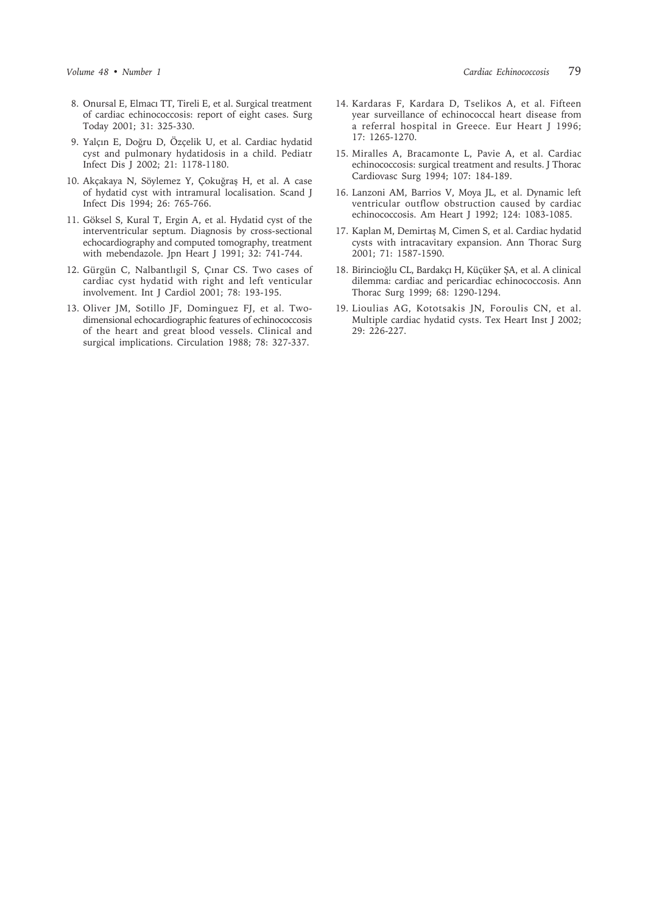8. Onursal E, Elmacı TT, Tireli E, et al. Surgical treatment of cardiac echinococcosis: report of eight cases. Surg Today 2001; 31: 325-330.
9. Yalçın E, Doğru D, Özçelik U, et al. Cardiac hydatid cyst and pulmonary hydatidosis in a child. Pediatr Infect Dis J 2002; 21: 1178-1180.
10. Akçakaya N, Söylemez Y, Çokuğraş H, et al. A case of hydatid cyst with intramural localisation. Scand J Infect Dis 1994; 26: 765-766.
11. Göksel S, Kural T, Ergin A, et al. Hydatid cyst of the interventricular septum. Diagnosis by cross-sectional echocardiography and computed tomography, treatment with mebendazole. Jpn Heart J 1991; 32: 741-744.
12. Gürgün C, Nalbantlıgil S, Çınar CS. Two cases of cardiac cyst hydatid with right and left venticular involvement. Int J Cardiol 2001; 78: 193-195.
13. Oliver JM, Sotillo JF, Dominguez FJ, et al. Two-dimensional echocardiographic features of echinococcosis of the heart and great blood vessels. Clinical and surgical implications. Circulation 1988; 78: 327-337.
14. Kardaras F, Kardara D, Tselikos A, et al. Fifteen year surveillance of echinococcal heart disease from a referral hospital in Greece. Eur Heart J 1996; 17: 1265-1270.
15. Miralles A, Bracamonte L, Pavie A, et al. Cardiac echinococcosis: surgical treatment and results. J Thorac Cardiovasc Surg 1994; 107: 184-189.
16. Lanzoni AM, Barrios V, Moya JL, et al. Dynamic left ventricular outflow obstruction caused by cardiac echinococcosis. Am Heart J 1992; 124: 1083-1085.
17. Kaplan M, Demirtaş M, Cimen S, et al. Cardiac hydatid cysts with intracavitary expansion. Ann Thorac Surg 2001; 71: 1587-1590.
18. Birincioğlu CL, Bardakçı H, Küçüker ŞA, et al. A clinical dilemma: cardiac and pericardiac echinococcosis. Ann Thorac Surg 1999; 68: 1290-1294.
19. Lioulias AG, Kototsakis JN, Foroulis CN, et al. Multiple cardiac hydatid cysts. Tex Heart Inst J 2002; 29: 226-227.